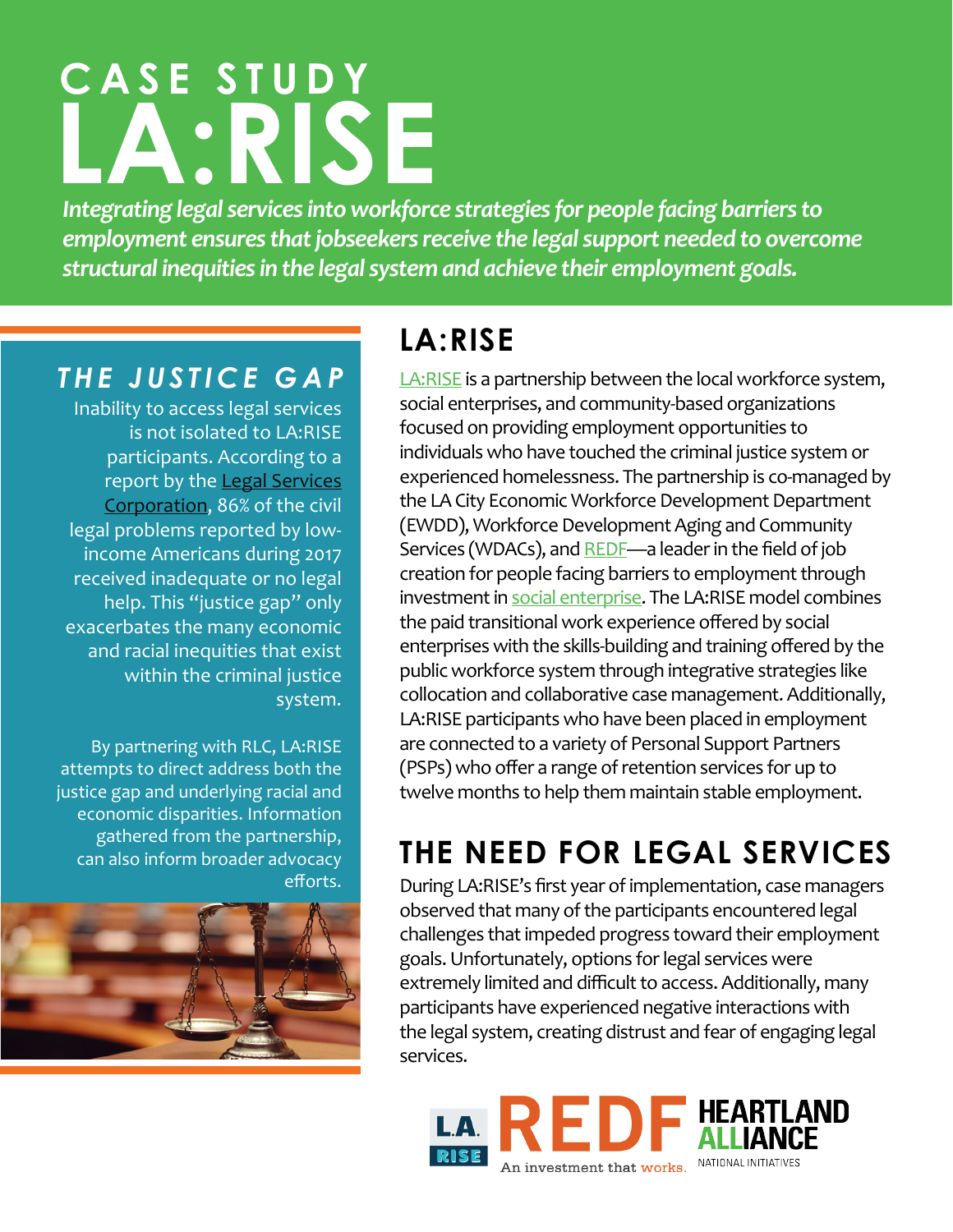# CASE STUDY LA:RISE

*Integrating legal services into workforce strategies for people facing barriers to employment ensures that jobseekers receive the legal support needed to overcome structural inequities in the legal system and achieve their employment goals.*

## THE JUSTICE GAP

Inability to access legal services is not isolated to LA:RISE participants. According to a report by the Legal Services Corporation, 86% of the civil legal problems reported by low-income Americans during 2017 received inadequate or no legal help. This "justice gap" only exacerbates the many economic and racial inequities that exist within the criminal justice system.

By partnering with RLC, LA:RISE attempts to direct address both the justice gap and underlying racial and economic disparities. Information gathered from the partnership, can also inform broader advocacy efforts.

## LA:RISE

LA:RISE is a partnership between the local workforce system, social enterprises, and community-based organizations focused on providing employment opportunities to individuals who have touched the criminal justice system or experienced homelessness. The partnership is co-managed by the LA City Economic Workforce Development Department (EWDD), Workforce Development Aging and Community Services (WDACs), and REDF—a leader in the field of job creation for people facing barriers to employment through investment in social enterprise. The LA:RISE model combines the paid transitional work experience offered by social enterprises with the skills-building and training offered by the public workforce system through integrative strategies like collocation and collaborative case management. Additionally, LA:RISE participants who have been placed in employment are connected to a variety of Personal Support Partners (PSPs) who offer a range of retention services for up to twelve months to help them maintain stable employment.

## THE NEED FOR LEGAL SERVICES

During LA:RISE's first year of implementation, case managers observed that many of the participants encountered legal challenges that impeded progress toward their employment goals. Unfortunately, options for legal services were extremely limited and difficult to access. Additionally, many participants have experienced negative interactions with the legal system, creating distrust and fear of engaging legal services.

L.A. RISE | REDF An investment that works. | HEARTLAND ALLIANCE NATIONAL INITIATIVES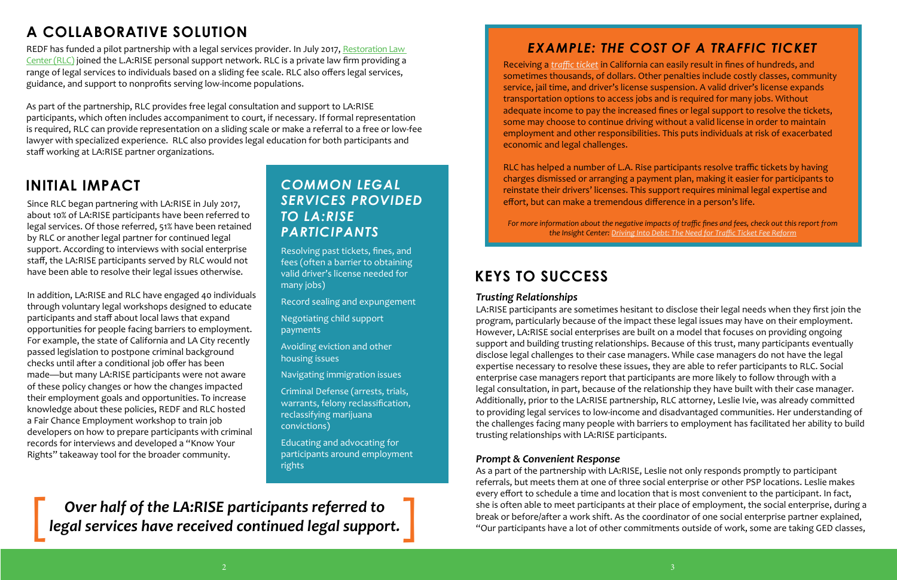## A COLLABORATIVE SOLUTION

REDF has funded a pilot partnership with a legal services provider. In July 2017, Restoration Law Center (RLC) joined the L.A:RISE personal support network. RLC is a private law firm providing a range of legal services to individuals based on a sliding fee scale. RLC also offers legal services, guidance, and support to nonprofits serving low-income populations.

As part of the partnership, RLC provides free legal consultation and support to LA:RISE participants, which often includes accompaniment to court, if necessary. If formal representation is required, RLC can provide representation on a sliding scale or make a referral to a free or low-fee lawyer with specialized experience. RLC also provides legal education for both participants and staff working at LA:RISE partner organizations.

## INITIAL IMPACT

Since RLC began partnering with LA:RISE in July 2017, about 10% of LA:RISE participants have been referred to legal services. Of those referred, 51% have been retained by RLC or another legal partner for continued legal support. According to interviews with social enterprise staff, the LA:RISE participants served by RLC would not have been able to resolve their legal issues otherwise.

In addition, LA:RISE and RLC have engaged 40 individuals through voluntary legal workshops designed to educate participants and staff about local laws that expand opportunities for people facing barriers to employment. For example, the state of California and LA City recently passed legislation to postpone criminal background checks until after a conditional job offer has been made—but many LA:RISE participants were not aware of these policy changes or how the changes impacted their employment goals and opportunities. To increase knowledge about these policies, REDF and RLC hosted a Fair Chance Employment workshop to train job developers on how to prepare participants with criminal records for interviews and developed a "Know Your Rights" takeaway tool for the broader community.

### *COMMON LEGAL SERVICES PROVIDED TO LA:RISE PARTICIPANTS*

- Resolving past tickets, fines, and fees (often a barrier to obtaining valid driver's license needed for many jobs)
- Record sealing and expungement
- Negotiating child support payments
- Avoiding eviction and other housing issues
- Navigating immigration issues
- Criminal Defense (arrests, trials, warrants, felony reclassification, reclassifying marijuana convictions)
- Educating and advocating for participants around employment rights

> ***Over half of the LA:RISE participants referred to legal services have received continued legal support.***

### *EXAMPLE: THE COST OF A TRAFFIC TICKET*

Receiving a *traffic ticket* in California can easily result in fines of hundreds, and sometimes thousands, of dollars. Other penalties include costly classes, community service, jail time, and driver's license suspension. A valid driver's license expands transportation options to access jobs and is required for many jobs. Without adequate income to pay the increased fines or legal support to resolve the tickets, some may choose to continue driving without a valid license in order to maintain employment and other responsibilities. This puts individuals at risk of exacerbated economic and legal challenges.

RLC has helped a number of L.A. Rise participants resolve traffic tickets by having charges dismissed or arranging a payment plan, making it easier for participants to reinstate their drivers' licenses. This support requires minimal legal expertise and effort, but can make a tremendous difference in a person's life.

*For more information about the negative impacts of traffic fines and fees, check out this report from the Insight Center: Driving Into Debt: The Need for Traffic Ticket Fee Reform*

## KEYS TO SUCCESS

### *Trusting Relationships*

LA:RISE participants are sometimes hesitant to disclose their legal needs when they first join the program, particularly because of the impact these legal issues may have on their employment. However, LA:RISE social enterprises are built on a model that focuses on providing ongoing support and building trusting relationships. Because of this trust, many participants eventually disclose legal challenges to their case managers. While case managers do not have the legal expertise necessary to resolve these issues, they are able to refer participants to RLC. Social enterprise case managers report that participants are more likely to follow through with a legal consultation, in part, because of the relationship they have built with their case manager. Additionally, prior to the LA:RISE partnership, RLC attorney, Leslie Ivie, was already committed to providing legal services to low-income and disadvantaged communities. Her understanding of the challenges facing many people with barriers to employment has facilitated her ability to build trusting relationships with LA:RISE participants.

### *Prompt & Convenient Response*

As a part of the partnership with LA:RISE, Leslie not only responds promptly to participant referrals, but meets them at one of three social enterprise or other PSP locations. Leslie makes every effort to schedule a time and location that is most convenient to the participant. In fact, she is often able to meet participants at their place of employment, the social enterprise, during a break or before/after a work shift. As the coordinator of one social enterprise partner explained, "Our participants have a lot of other commitments outside of work, some are taking GED classes,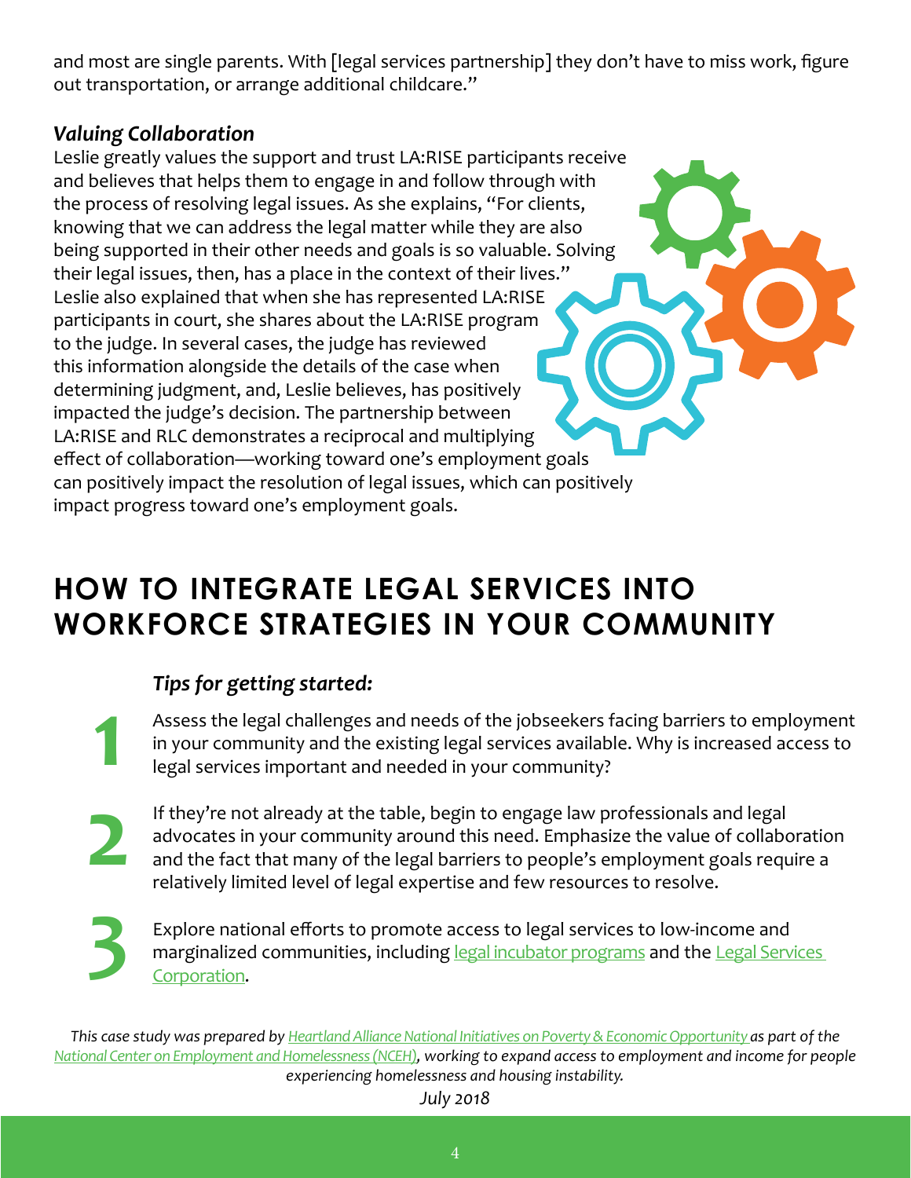and most are single parents. With [legal services partnership] they don't have to miss work, figure out transportation, or arrange additional childcare."

### *Valuing Collaboration*

Leslie greatly values the support and trust LA:RISE participants receive and believes that helps them to engage in and follow through with the process of resolving legal issues. As she explains, "For clients, knowing that we can address the legal matter while they are also being supported in their other needs and goals is so valuable. Solving their legal issues, then, has a place in the context of their lives." Leslie also explained that when she has represented LA:RISE participants in court, she shares about the LA:RISE program to the judge. In several cases, the judge has reviewed this information alongside the details of the case when determining judgment, and, Leslie believes, has positively impacted the judge's decision. The partnership between LA:RISE and RLC demonstrates a reciprocal and multiplying effect of collaboration—working toward one's employment goals can positively impact the resolution of legal issues, which can positively impact progress toward one's employment goals.

## HOW TO INTEGRATE LEGAL SERVICES INTO WORKFORCE STRATEGIES IN YOUR COMMUNITY

### *Tips for getting started:*

1. Assess the legal challenges and needs of the jobseekers facing barriers to employment in your community and the existing legal services available. Why is increased access to legal services important and needed in your community?

2. If they're not already at the table, begin to engage law professionals and legal advocates in your community around this need. Emphasize the value of collaboration and the fact that many of the legal barriers to people's employment goals require a relatively limited level of legal expertise and few resources to resolve.

3. Explore national efforts to promote access to legal services to low-income and marginalized communities, including legal incubator programs and the Legal Services Corporation.

*This case study was prepared by Heartland Alliance National Initiatives on Poverty & Economic Opportunity as part of the National Center on Employment and Homelessness (NCEH), working to expand access to employment and income for people experiencing homelessness and housing instability.*

*July 2018*